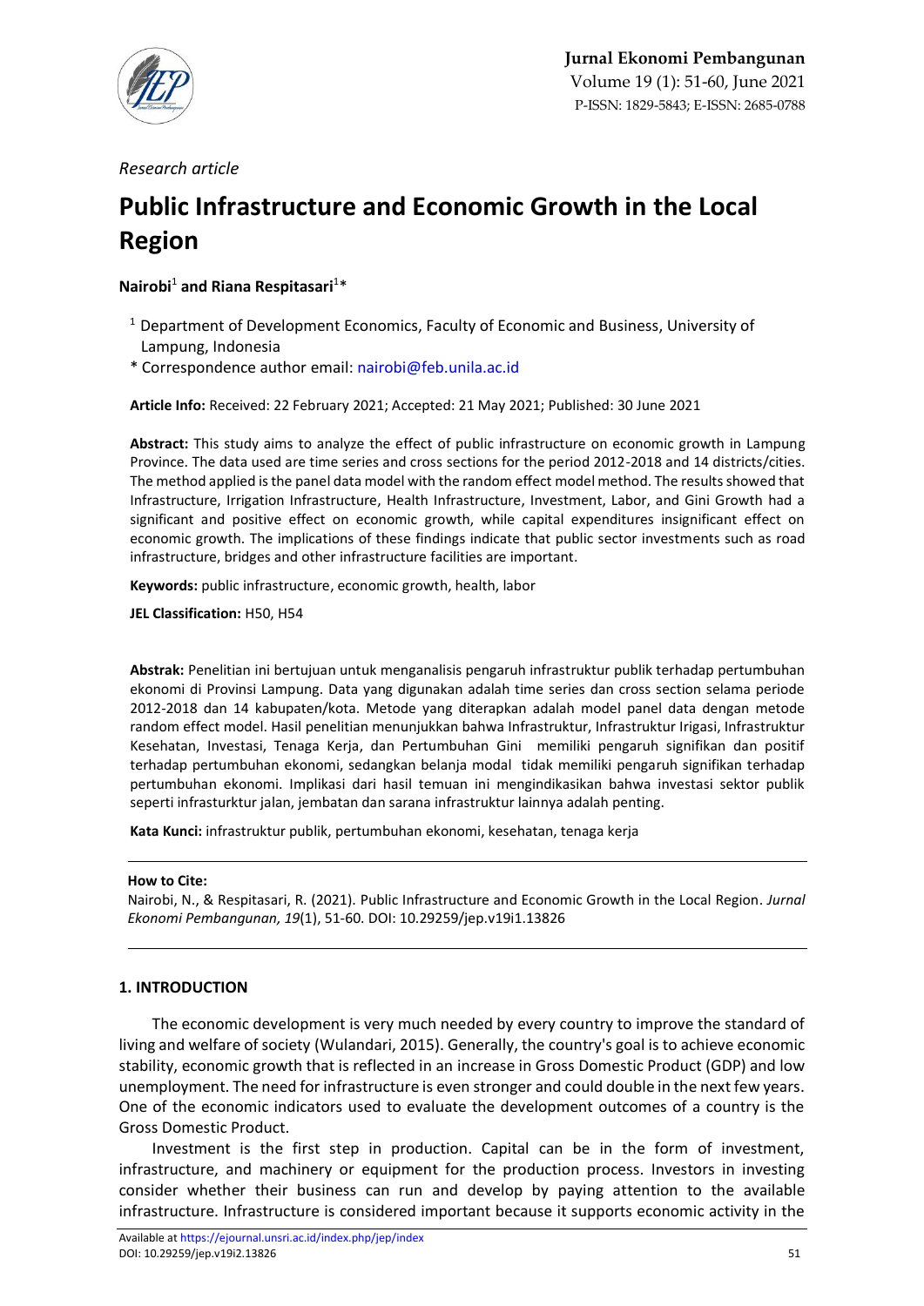*Research article*

# Public Infrastructure and Economic Growth in the Local Region

**Nairobi**[1] **and Riana Respitasari**[1]*

[1] Department of Development Economics, Faculty of Economic and Business, University of Lampung, Indonesia

* Correspondence author email: nairobi@feb.unila.ac.id

**Article Info:** Received: 22 February 2021; Accepted: 21 May 2021; Published: 30 June 2021

**Abstract:** This study aims to analyze the effect of public infrastructure on economic growth in Lampung Province. The data used are time series and cross sections for the period 2012-2018 and 14 districts/cities. The method applied is the panel data model with the random effect model method. The results showed that Infrastructure, Irrigation Infrastructure, Health Infrastructure, Investment, Labor, and Gini Growth had a significant and positive effect on economic growth, while capital expenditures insignificant effect on economic growth. The implications of these findings indicate that public sector investments such as road infrastructure, bridges and other infrastructure facilities are important.

**Keywords:** public infrastructure, economic growth, health, labor

**JEL Classification:** H50, H54

**Abstrak:** Penelitian ini bertujuan untuk menganalisis pengaruh infrastruktur publik terhadap pertumbuhan ekonomi di Provinsi Lampung. Data yang digunakan adalah time series dan cross section selama periode 2012-2018 dan 14 kabupaten/kota. Metode yang diterapkan adalah model panel data dengan metode random effect model. Hasil penelitian menunjukkan bahwa Infrastruktur, Infrastruktur Irigasi, Infrastruktur Kesehatan, Investasi, Tenaga Kerja, dan Pertumbuhan Gini memiliki pengaruh signifikan dan positif terhadap pertumbuhan ekonomi, sedangkan belanja modal tidak memiliki pengaruh signifikan terhadap pertumbuhan ekonomi. Implikasi dari hasil temuan ini mengindikasikan bahwa investasi sektor publik seperti infrasturktur jalan, jembatan dan sarana infrastruktur lainnya adalah penting.

**Kata Kunci:** infrastruktur publik, pertumbuhan ekonomi, kesehatan, tenaga kerja

**How to Cite:**
Nairobi, N., & Respitasari, R. (2021). Public Infrastructure and Economic Growth in the Local Region. *Jurnal Ekonomi Pembangunan, 19*(1), 51-60. DOI: 10.29259/jep.v19i1.13826

## 1. INTRODUCTION

The economic development is very much needed by every country to improve the standard of living and welfare of society (Wulandari, 2015). Generally, the country's goal is to achieve economic stability, economic growth that is reflected in an increase in Gross Domestic Product (GDP) and low unemployment. The need for infrastructure is even stronger and could double in the next few years. One of the economic indicators used to evaluate the development outcomes of a country is the Gross Domestic Product.

Investment is the first step in production. Capital can be in the form of investment, infrastructure, and machinery or equipment for the production process. Investors in investing consider whether their business can run and develop by paying attention to the available infrastructure. Infrastructure is considered important because it supports economic activity in the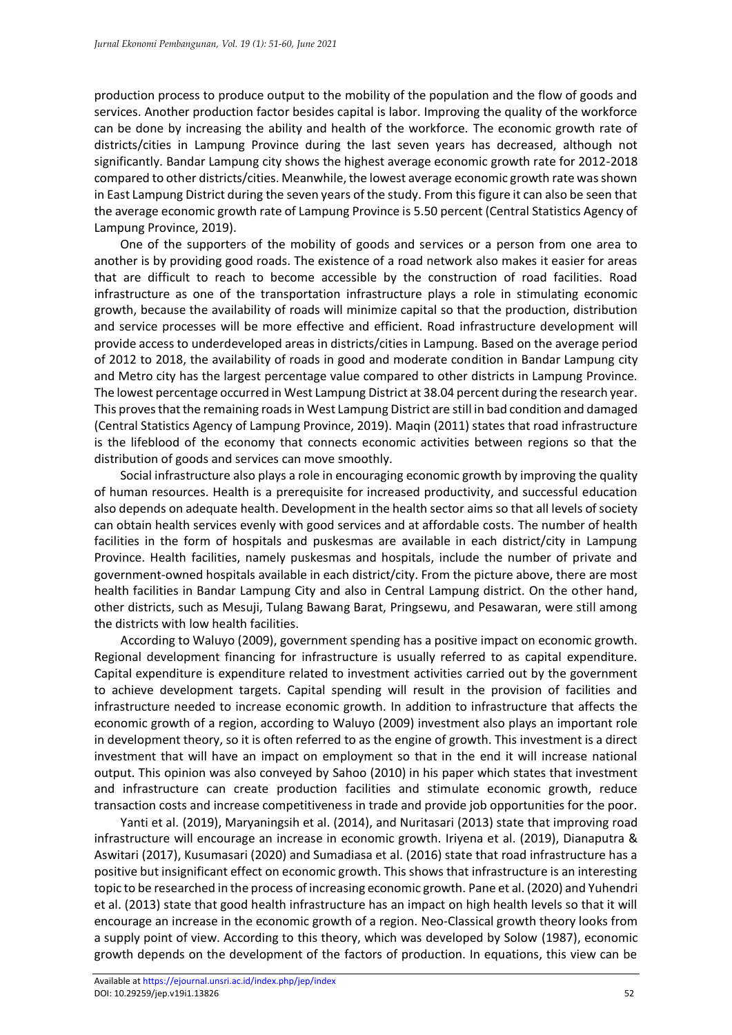production process to produce output to the mobility of the population and the flow of goods and services. Another production factor besides capital is labor. Improving the quality of the workforce can be done by increasing the ability and health of the workforce. The economic growth rate of districts/cities in Lampung Province during the last seven years has decreased, although not significantly. Bandar Lampung city shows the highest average economic growth rate for 2012-2018 compared to other districts/cities. Meanwhile, the lowest average economic growth rate was shown in East Lampung District during the seven years of the study. From this figure it can also be seen that the average economic growth rate of Lampung Province is 5.50 percent (Central Statistics Agency of Lampung Province, 2019).

One of the supporters of the mobility of goods and services or a person from one area to another is by providing good roads. The existence of a road network also makes it easier for areas that are difficult to reach to become accessible by the construction of road facilities. Road infrastructure as one of the transportation infrastructure plays a role in stimulating economic growth, because the availability of roads will minimize capital so that the production, distribution and service processes will be more effective and efficient. Road infrastructure development will provide access to underdeveloped areas in districts/cities in Lampung. Based on the average period of 2012 to 2018, the availability of roads in good and moderate condition in Bandar Lampung city and Metro city has the largest percentage value compared to other districts in Lampung Province. The lowest percentage occurred in West Lampung District at 38.04 percent during the research year. This proves that the remaining roads in West Lampung District are still in bad condition and damaged (Central Statistics Agency of Lampung Province, 2019). Maqin (2011) states that road infrastructure is the lifeblood of the economy that connects economic activities between regions so that the distribution of goods and services can move smoothly.

Social infrastructure also plays a role in encouraging economic growth by improving the quality of human resources. Health is a prerequisite for increased productivity, and successful education also depends on adequate health. Development in the health sector aims so that all levels of society can obtain health services evenly with good services and at affordable costs. The number of health facilities in the form of hospitals and puskesmas are available in each district/city in Lampung Province. Health facilities, namely puskesmas and hospitals, include the number of private and government-owned hospitals available in each district/city. From the picture above, there are most health facilities in Bandar Lampung City and also in Central Lampung district. On the other hand, other districts, such as Mesuji, Tulang Bawang Barat, Pringsewu, and Pesawaran, were still among the districts with low health facilities.

According to Waluyo (2009), government spending has a positive impact on economic growth. Regional development financing for infrastructure is usually referred to as capital expenditure. Capital expenditure is expenditure related to investment activities carried out by the government to achieve development targets. Capital spending will result in the provision of facilities and infrastructure needed to increase economic growth. In addition to infrastructure that affects the economic growth of a region, according to Waluyo (2009) investment also plays an important role in development theory, so it is often referred to as the engine of growth. This investment is a direct investment that will have an impact on employment so that in the end it will increase national output. This opinion was also conveyed by Sahoo (2010) in his paper which states that investment and infrastructure can create production facilities and stimulate economic growth, reduce transaction costs and increase competitiveness in trade and provide job opportunities for the poor.

Yanti et al. (2019), Maryaningsih et al. (2014), and Nuritasari (2013) state that improving road infrastructure will encourage an increase in economic growth. Iriyena et al. (2019), Dianaputra & Aswitari (2017), Kusumasari (2020) and Sumadiasa et al. (2016) state that road infrastructure has a positive but insignificant effect on economic growth. This shows that infrastructure is an interesting topic to be researched in the process of increasing economic growth. Pane et al. (2020) and Yuhendri et al. (2013) state that good health infrastructure has an impact on high health levels so that it will encourage an increase in the economic growth of a region. Neo-Classical growth theory looks from a supply point of view. According to this theory, which was developed by Solow (1987), economic growth depends on the development of the factors of production. In equations, this view can be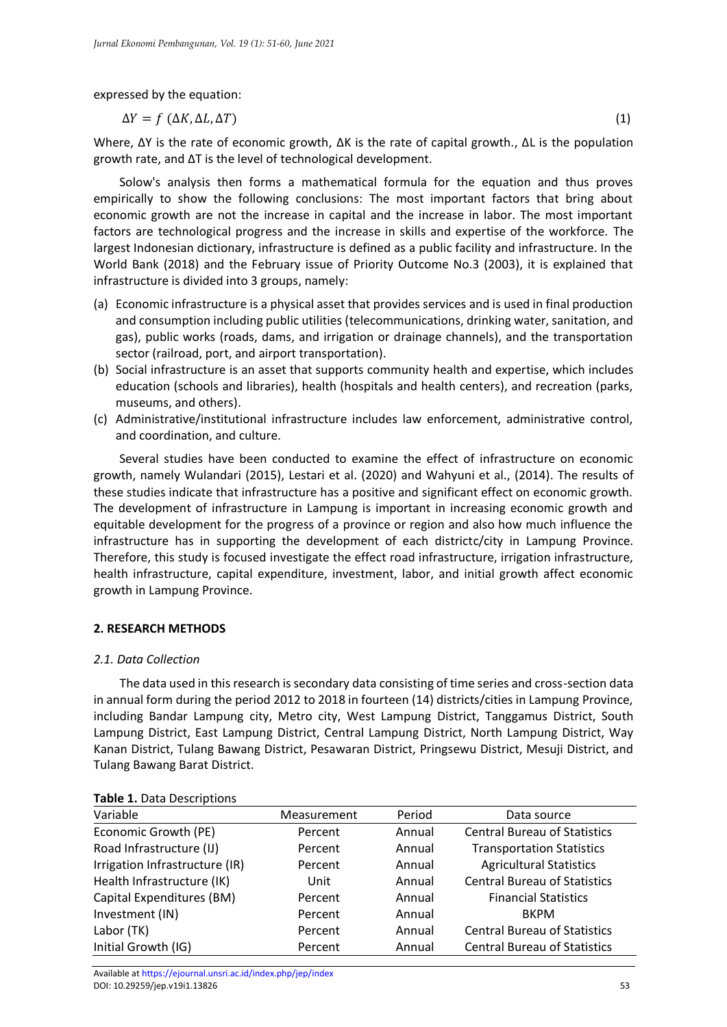expressed by the equation:

$$\Delta Y = f\ (\Delta K, \Delta L, \Delta T) \tag{1}$$

Where, ΔY is the rate of economic growth, ΔK is the rate of capital growth., ΔL is the population growth rate, and ΔT is the level of technological development.

Solow's analysis then forms a mathematical formula for the equation and thus proves empirically to show the following conclusions: The most important factors that bring about economic growth are not the increase in capital and the increase in labor. The most important factors are technological progress and the increase in skills and expertise of the workforce. The largest Indonesian dictionary, infrastructure is defined as a public facility and infrastructure. In the World Bank (2018) and the February issue of Priority Outcome No.3 (2003), it is explained that infrastructure is divided into 3 groups, namely:

(a) Economic infrastructure is a physical asset that provides services and is used in final production and consumption including public utilities (telecommunications, drinking water, sanitation, and gas), public works (roads, dams, and irrigation or drainage channels), and the transportation sector (railroad, port, and airport transportation).
(b) Social infrastructure is an asset that supports community health and expertise, which includes education (schools and libraries), health (hospitals and health centers), and recreation (parks, museums, and others).
(c) Administrative/institutional infrastructure includes law enforcement, administrative control, and coordination, and culture.

Several studies have been conducted to examine the effect of infrastructure on economic growth, namely Wulandari (2015), Lestari et al. (2020) and Wahyuni et al., (2014). The results of these studies indicate that infrastructure has a positive and significant effect on economic growth. The development of infrastructure in Lampung is important in increasing economic growth and equitable development for the progress of a province or region and also how much influence the infrastructure has in supporting the development of each districtc/city in Lampung Province. Therefore, this study is focused investigate the effect road infrastructure, irrigation infrastructure, health infrastructure, capital expenditure, investment, labor, and initial growth affect economic growth in Lampung Province.

## 2. RESEARCH METHODS

### *2.1. Data Collection*

The data used in this research is secondary data consisting of time series and cross-section data in annual form during the period 2012 to 2018 in fourteen (14) districts/cities in Lampung Province, including Bandar Lampung city, Metro city, West Lampung District, Tanggamus District, South Lampung District, East Lampung District, Central Lampung District, North Lampung District, Way Kanan District, Tulang Bawang District, Pesawaran District, Pringsewu District, Mesuji District, and Tulang Bawang Barat District.

**Table 1.** Data Descriptions

| Variable | Measurement | Period | Data source |
|---|---|---|---|
| Economic Growth (PE) | Percent | Annual | Central Bureau of Statistics |
| Road Infrastructure (IJ) | Percent | Annual | Transportation Statistics |
| Irrigation Infrastructure (IR) | Percent | Annual | Agricultural Statistics |
| Health Infrastructure (IK) | Unit | Annual | Central Bureau of Statistics |
| Capital Expenditures (BM) | Percent | Annual | Financial Statistics |
| Investment (IN) | Percent | Annual | BKPM |
| Labor (TK) | Percent | Annual | Central Bureau of Statistics |
| Initial Growth (IG) | Percent | Annual | Central Bureau of Statistics |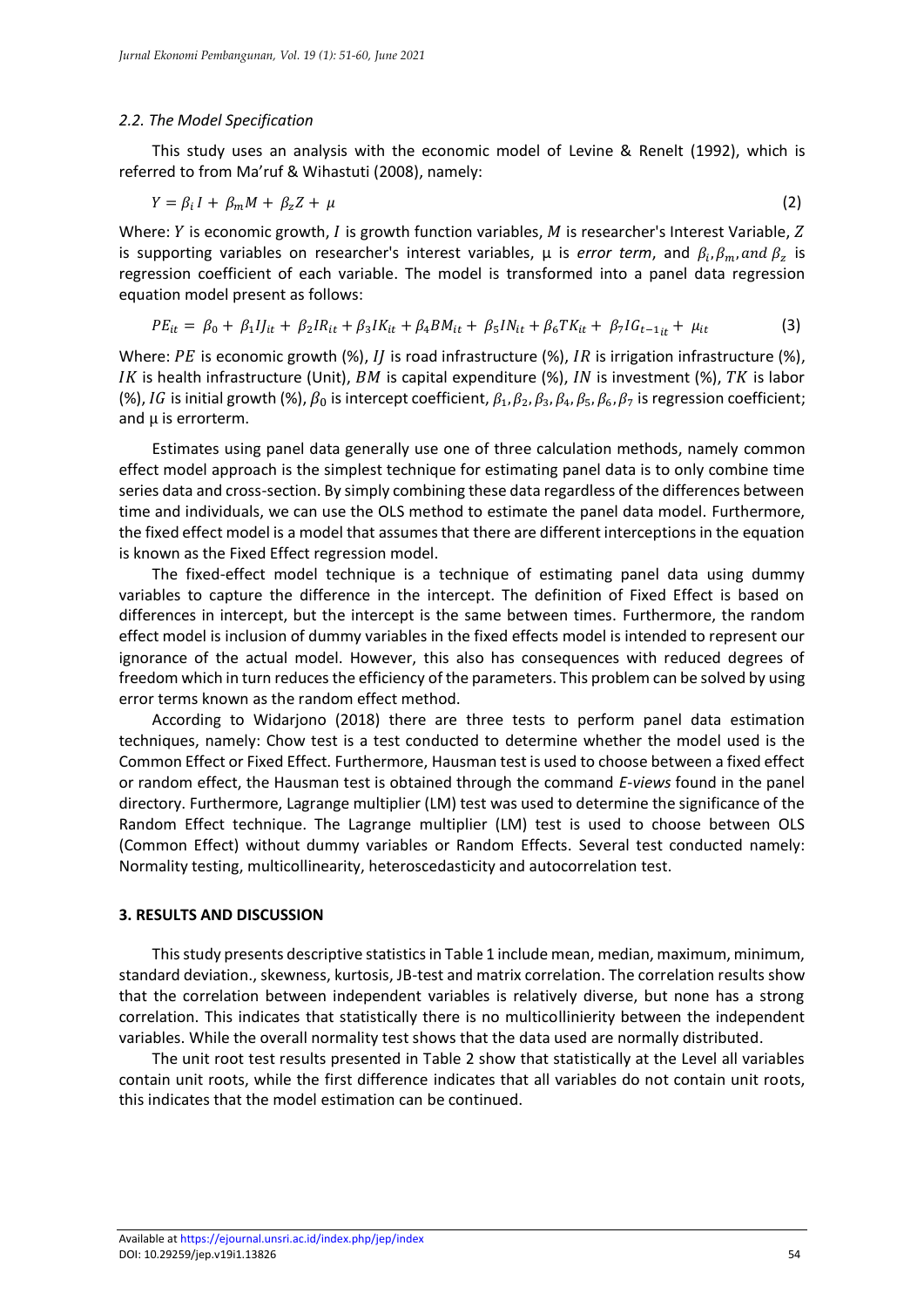*2.2. The Model Specification*

This study uses an analysis with the economic model of Levine & Renelt (1992), which is referred to from Ma'ruf & Wihastuti (2008), namely:

$$Y = \beta_i I + \beta_m M + \beta_z Z + \mu \tag{2}$$

Where: $Y$ is economic growth, $I$ is growth function variables, $M$ is researcher's Interest Variable, $Z$ is supporting variables on researcher's interest variables, μ is *error term*, and $\beta_i, \beta_m, and\ \beta_z$ is regression coefficient of each variable. The model is transformed into a panel data regression equation model present as follows:

$$PE_{it} = \beta_0 + \beta_1 IJ_{it} + \beta_2 IR_{it} + \beta_3 IK_{it} + \beta_4 BM_{it} + \beta_5 IN_{it} + \beta_6 TK_{it} + \beta_7 IG_{t-1_{it}} + \mu_{it} \tag{3}$$

Where: $PE$ is economic growth (%), $IJ$ is road infrastructure (%), $IR$ is irrigation infrastructure (%), $IK$ is health infrastructure (Unit), $BM$ is capital expenditure (%), $IN$ is investment (%), $TK$ is labor (%), $IG$ is initial growth (%), $\beta_0$ is intercept coefficient, $\beta_1, \beta_2, \beta_3, \beta_4, \beta_5, \beta_6, \beta_7$ is regression coefficient; and μ is errorterm.

Estimates using panel data generally use one of three calculation methods, namely common effect model approach is the simplest technique for estimating panel data is to only combine time series data and cross-section. By simply combining these data regardless of the differences between time and individuals, we can use the OLS method to estimate the panel data model. Furthermore, the fixed effect model is a model that assumes that there are different interceptions in the equation is known as the Fixed Effect regression model.

The fixed-effect model technique is a technique of estimating panel data using dummy variables to capture the difference in the intercept. The definition of Fixed Effect is based on differences in intercept, but the intercept is the same between times. Furthermore, the random effect model is inclusion of dummy variables in the fixed effects model is intended to represent our ignorance of the actual model. However, this also has consequences with reduced degrees of freedom which in turn reduces the efficiency of the parameters. This problem can be solved by using error terms known as the random effect method.

According to Widarjono (2018) there are three tests to perform panel data estimation techniques, namely: Chow test is a test conducted to determine whether the model used is the Common Effect or Fixed Effect. Furthermore, Hausman test is used to choose between a fixed effect or random effect, the Hausman test is obtained through the command *E-views* found in the panel directory. Furthermore, Lagrange multiplier (LM) test was used to determine the significance of the Random Effect technique. The Lagrange multiplier (LM) test is used to choose between OLS (Common Effect) without dummy variables or Random Effects. Several test conducted namely: Normality testing, multicollinearity, heteroscedasticity and autocorrelation test.

## 3. RESULTS AND DISCUSSION

This study presents descriptive statistics in Table 1 include mean, median, maximum, minimum, standard deviation., skewness, kurtosis, JB-test and matrix correlation. The correlation results show that the correlation between independent variables is relatively diverse, but none has a strong correlation. This indicates that statistically there is no multicollinierity between the independent variables. While the overall normality test shows that the data used are normally distributed.

The unit root test results presented in Table 2 show that statistically at the Level all variables contain unit roots, while the first difference indicates that all variables do not contain unit roots, this indicates that the model estimation can be continued.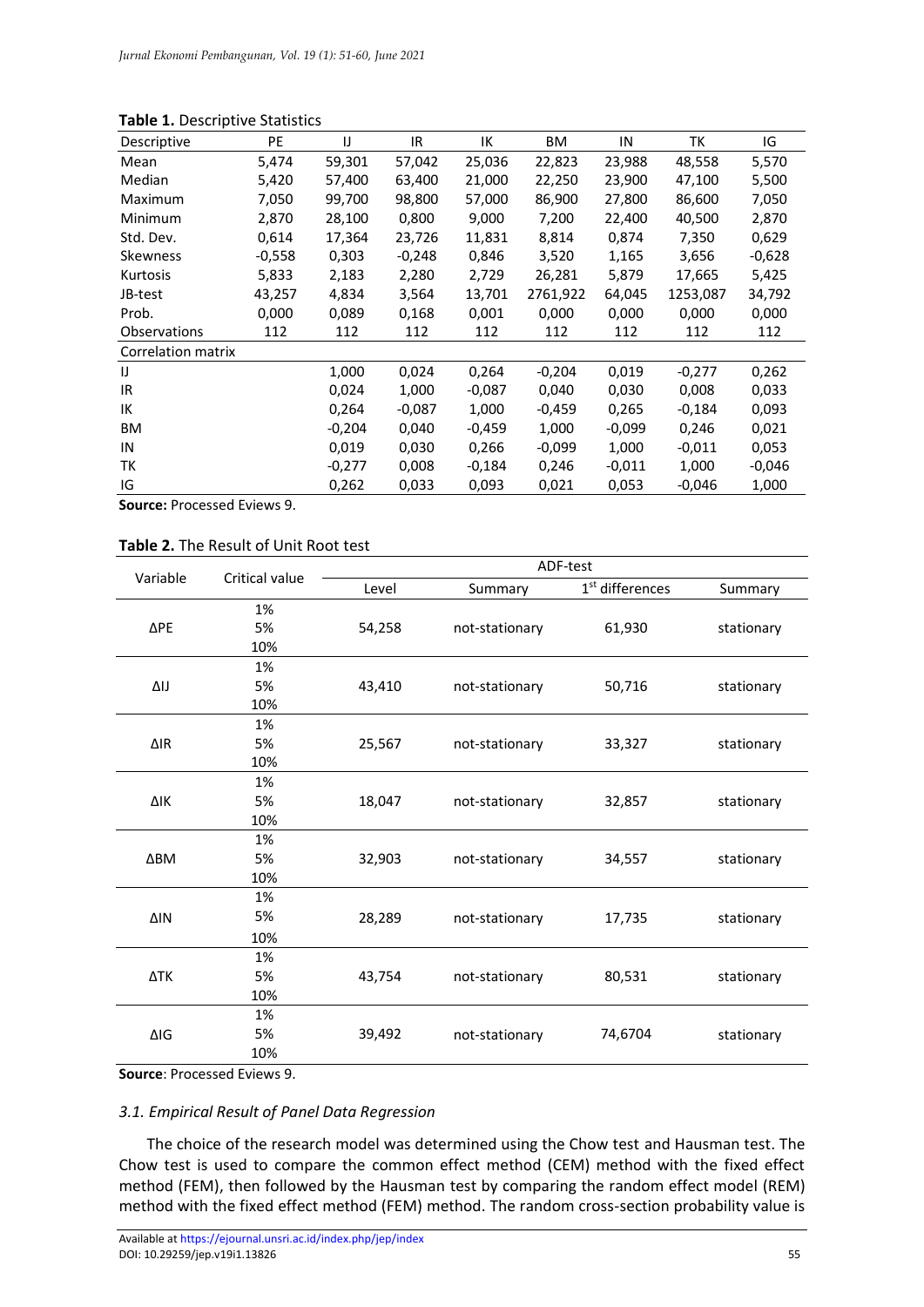**Table 1.** Descriptive Statistics

| Descriptive | PE | IJ | IR | IK | BM | IN | TK | IG |
|---|---|---|---|---|---|---|---|---|
| Mean | 5,474 | 59,301 | 57,042 | 25,036 | 22,823 | 23,988 | 48,558 | 5,570 |
| Median | 5,420 | 57,400 | 63,400 | 21,000 | 22,250 | 23,900 | 47,100 | 5,500 |
| Maximum | 7,050 | 99,700 | 98,800 | 57,000 | 86,900 | 27,800 | 86,600 | 7,050 |
| Minimum | 2,870 | 28,100 | 0,800 | 9,000 | 7,200 | 22,400 | 40,500 | 2,870 |
| Std. Dev. | 0,614 | 17,364 | 23,726 | 11,831 | 8,814 | 0,874 | 7,350 | 0,629 |
| Skewness | -0,558 | 0,303 | -0,248 | 0,846 | 3,520 | 1,165 | 3,656 | -0,628 |
| Kurtosis | 5,833 | 2,183 | 2,280 | 2,729 | 26,281 | 5,879 | 17,665 | 5,425 |
| JB-test | 43,257 | 4,834 | 3,564 | 13,701 | 2761,922 | 64,045 | 1253,087 | 34,792 |
| Prob. | 0,000 | 0,089 | 0,168 | 0,001 | 0,000 | 0,000 | 0,000 | 0,000 |
| Observations | 112 | 112 | 112 | 112 | 112 | 112 | 112 | 112 |
| Correlation matrix | | | | | | | | |
| IJ | | 1,000 | 0,024 | 0,264 | -0,204 | 0,019 | -0,277 | 0,262 |
| IR | | 0,024 | 1,000 | -0,087 | 0,040 | 0,030 | 0,008 | 0,033 |
| IK | | 0,264 | -0,087 | 1,000 | -0,459 | 0,265 | -0,184 | 0,093 |
| BM | | -0,204 | 0,040 | -0,459 | 1,000 | -0,099 | 0,246 | 0,021 |
| IN | | 0,019 | 0,030 | 0,266 | -0,099 | 1,000 | -0,011 | 0,053 |
| TK | | -0,277 | 0,008 | -0,184 | 0,246 | -0,011 | 1,000 | -0,046 |
| IG | | 0,262 | 0,033 | 0,093 | 0,021 | 0,053 | -0,046 | 1,000 |

**Source:** Processed Eviews 9.

**Table 2.** The Result of Unit Root test

| Variable | Critical value | ADF-test | | | |
|---|---|---|---|---|---|
| | | Level | Summary | 1st differences | Summary |
| ΔPE | 1%<br>5%<br>10% | 54,258 | not-stationary | 61,930 | stationary |
| ΔIJ | 1%<br>5%<br>10% | 43,410 | not-stationary | 50,716 | stationary |
| ΔIR | 1%<br>5%<br>10% | 25,567 | not-stationary | 33,327 | stationary |
| ΔIK | 1%<br>5%<br>10% | 18,047 | not-stationary | 32,857 | stationary |
| ΔBM | 1%<br>5%<br>10% | 32,903 | not-stationary | 34,557 | stationary |
| ΔIN | 1%<br>5%<br>10% | 28,289 | not-stationary | 17,735 | stationary |
| ΔTK | 1%<br>5%<br>10% | 43,754 | not-stationary | 80,531 | stationary |
| ΔIG | 1%<br>5%<br>10% | 39,492 | not-stationary | 74,6704 | stationary |

**Source**: Processed Eviews 9.

### *3.1. Empirical Result of Panel Data Regression*

The choice of the research model was determined using the Chow test and Hausman test. The Chow test is used to compare the common effect method (CEM) method with the fixed effect method (FEM), then followed by the Hausman test by comparing the random effect model (REM) method with the fixed effect method (FEM) method. The random cross-section probability value is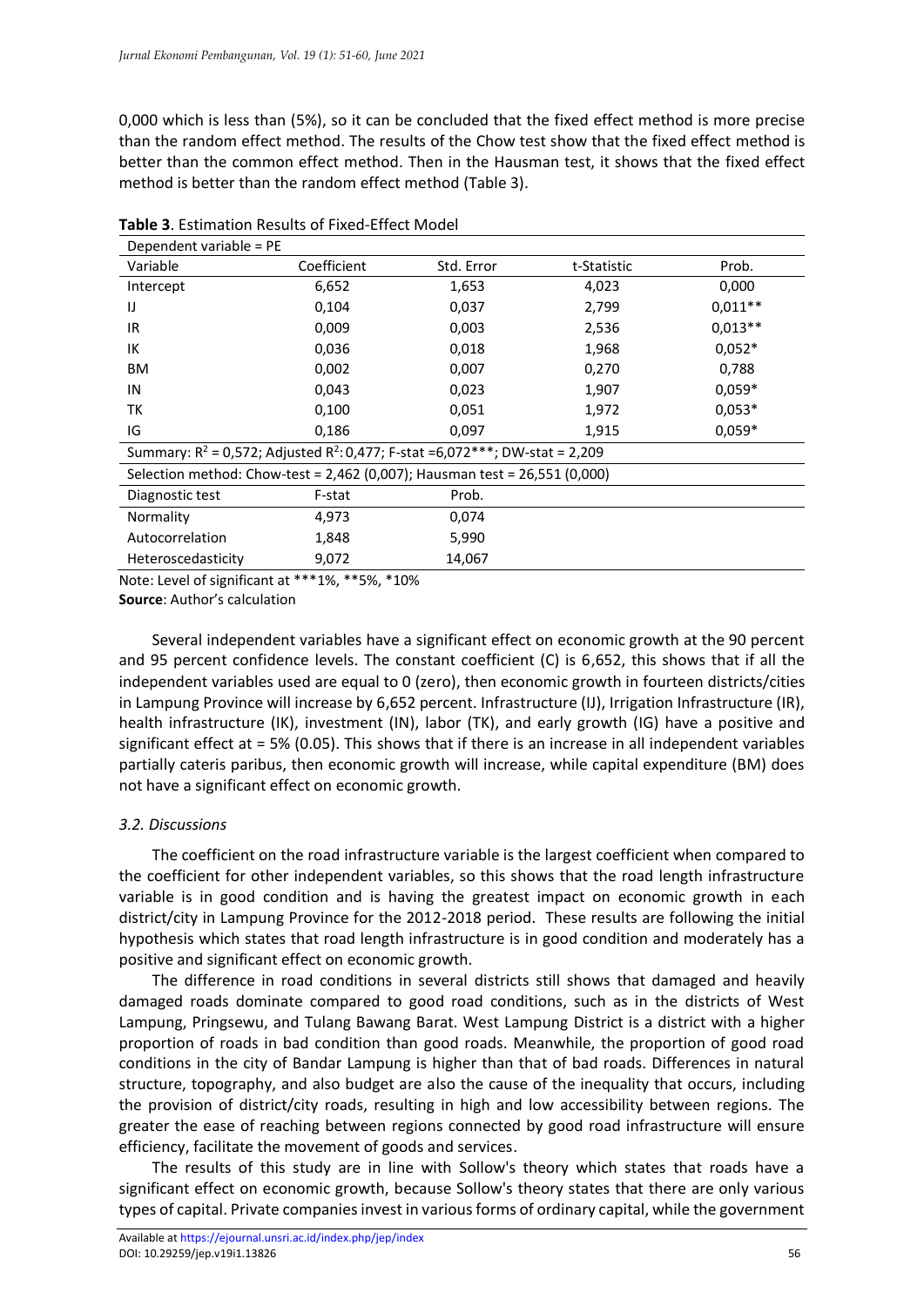0,000 which is less than (5%), so it can be concluded that the fixed effect method is more precise than the random effect method. The results of the Chow test show that the fixed effect method is better than the common effect method. Then in the Hausman test, it shows that the fixed effect method is better than the random effect method (Table 3).

**Table 3**. Estimation Results of Fixed-Effect Model

| Dependent variable = PE | | | | |
|---|---|---|---|---|
| Variable | Coefficient | Std. Error | t-Statistic | Prob. |
| Intercept | 6,652 | 1,653 | 4,023 | 0,000 |
| IJ | 0,104 | 0,037 | 2,799 | 0,011** |
| IR | 0,009 | 0,003 | 2,536 | 0,013** |
| IK | 0,036 | 0,018 | 1,968 | 0,052* |
| BM | 0,002 | 0,007 | 0,270 | 0,788 |
| IN | 0,043 | 0,023 | 1,907 | 0,059* |
| TK | 0,100 | 0,051 | 1,972 | 0,053* |
| IG | 0,186 | 0,097 | 1,915 | 0,059* |
| Summary: $R^2$ = 0,572; Adjusted $R^2$: 0,477; F-stat =6,072***; DW-stat = 2,209 | | | | |
| Selection method: Chow-test = 2,462 (0,007); Hausman test = 26,551 (0,000) | | | | |
| Diagnostic test | F-stat | Prob. | | |
| Normality | 4,973 | 0,074 | | |
| Autocorrelation | 1,848 | 5,990 | | |
| Heteroscedasticity | 9,072 | 14,067 | | |

Note: Level of significant at ***1%, **5%, *10%

**Source**: Author's calculation

Several independent variables have a significant effect on economic growth at the 90 percent and 95 percent confidence levels. The constant coefficient (C) is 6,652, this shows that if all the independent variables used are equal to 0 (zero), then economic growth in fourteen districts/cities in Lampung Province will increase by 6,652 percent. Infrastructure (IJ), Irrigation Infrastructure (IR), health infrastructure (IK), investment (IN), labor (TK), and early growth (IG) have a positive and significant effect at = 5% (0.05). This shows that if there is an increase in all independent variables partially cateris paribus, then economic growth will increase, while capital expenditure (BM) does not have a significant effect on economic growth.

### *3.2. Discussions*

The coefficient on the road infrastructure variable is the largest coefficient when compared to the coefficient for other independent variables, so this shows that the road length infrastructure variable is in good condition and is having the greatest impact on economic growth in each district/city in Lampung Province for the 2012-2018 period. These results are following the initial hypothesis which states that road length infrastructure is in good condition and moderately has a positive and significant effect on economic growth.

The difference in road conditions in several districts still shows that damaged and heavily damaged roads dominate compared to good road conditions, such as in the districts of West Lampung, Pringsewu, and Tulang Bawang Barat. West Lampung District is a district with a higher proportion of roads in bad condition than good roads. Meanwhile, the proportion of good road conditions in the city of Bandar Lampung is higher than that of bad roads. Differences in natural structure, topography, and also budget are also the cause of the inequality that occurs, including the provision of district/city roads, resulting in high and low accessibility between regions. The greater the ease of reaching between regions connected by good road infrastructure will ensure efficiency, facilitate the movement of goods and services.

The results of this study are in line with Sollow's theory which states that roads have a significant effect on economic growth, because Sollow's theory states that there are only various types of capital. Private companies invest in various forms of ordinary capital, while the government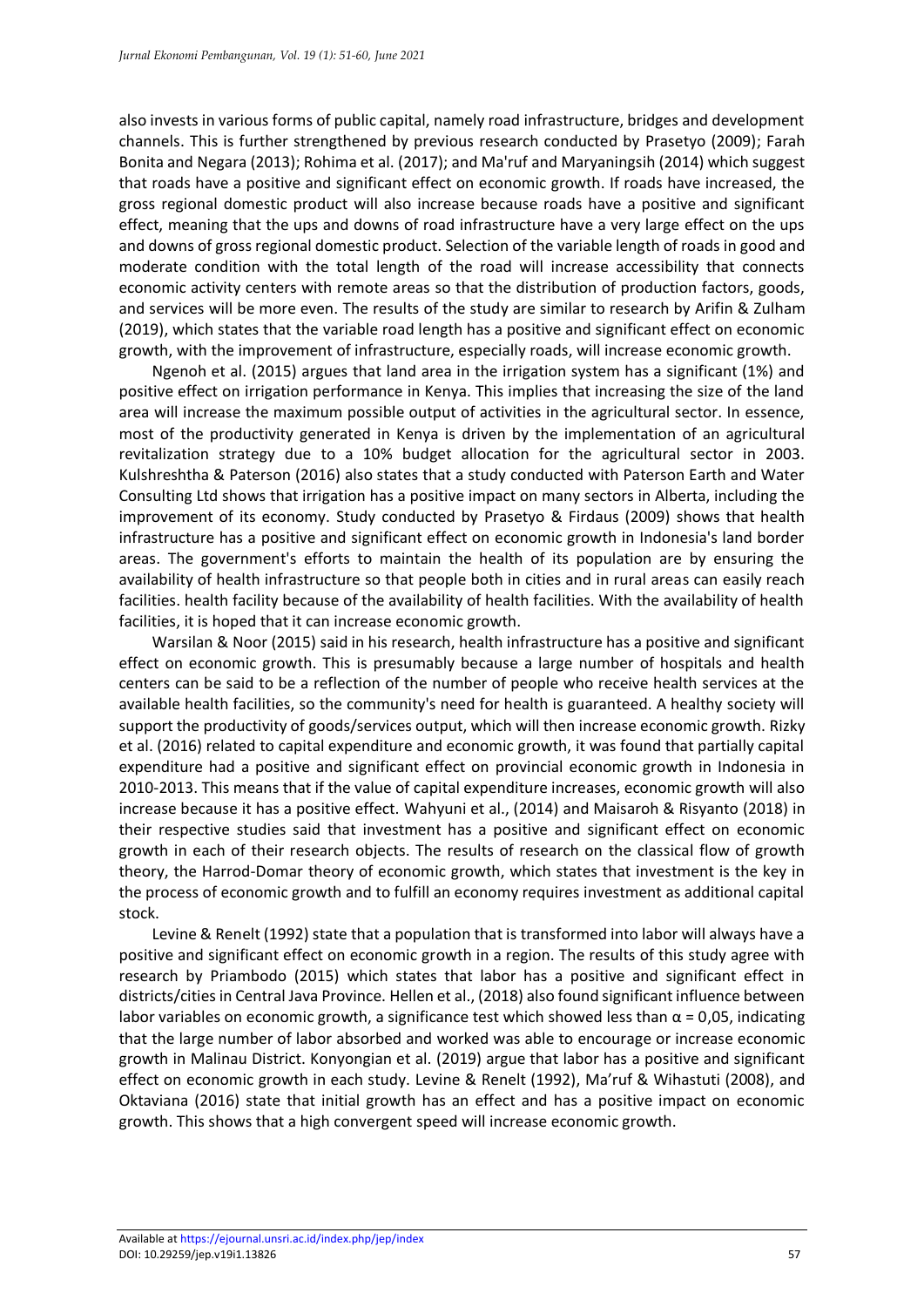also invests in various forms of public capital, namely road infrastructure, bridges and development channels. This is further strengthened by previous research conducted by Prasetyo (2009); Farah Bonita and Negara (2013); Rohima et al. (2017); and Ma'ruf and Maryaningsih (2014) which suggest that roads have a positive and significant effect on economic growth. If roads have increased, the gross regional domestic product will also increase because roads have a positive and significant effect, meaning that the ups and downs of road infrastructure have a very large effect on the ups and downs of gross regional domestic product. Selection of the variable length of roads in good and moderate condition with the total length of the road will increase accessibility that connects economic activity centers with remote areas so that the distribution of production factors, goods, and services will be more even. The results of the study are similar to research by Arifin & Zulham (2019), which states that the variable road length has a positive and significant effect on economic growth, with the improvement of infrastructure, especially roads, will increase economic growth.

Ngenoh et al. (2015) argues that land area in the irrigation system has a significant (1%) and positive effect on irrigation performance in Kenya. This implies that increasing the size of the land area will increase the maximum possible output of activities in the agricultural sector. In essence, most of the productivity generated in Kenya is driven by the implementation of an agricultural revitalization strategy due to a 10% budget allocation for the agricultural sector in 2003. Kulshreshtha & Paterson (2016) also states that a study conducted with Paterson Earth and Water Consulting Ltd shows that irrigation has a positive impact on many sectors in Alberta, including the improvement of its economy. Study conducted by Prasetyo & Firdaus (2009) shows that health infrastructure has a positive and significant effect on economic growth in Indonesia's land border areas. The government's efforts to maintain the health of its population are by ensuring the availability of health infrastructure so that people both in cities and in rural areas can easily reach facilities. health facility because of the availability of health facilities. With the availability of health facilities, it is hoped that it can increase economic growth.

Warsilan & Noor (2015) said in his research, health infrastructure has a positive and significant effect on economic growth. This is presumably because a large number of hospitals and health centers can be said to be a reflection of the number of people who receive health services at the available health facilities, so the community's need for health is guaranteed. A healthy society will support the productivity of goods/services output, which will then increase economic growth. Rizky et al. (2016) related to capital expenditure and economic growth, it was found that partially capital expenditure had a positive and significant effect on provincial economic growth in Indonesia in 2010-2013. This means that if the value of capital expenditure increases, economic growth will also increase because it has a positive effect. Wahyuni et al., (2014) and Maisaroh & Risyanto (2018) in their respective studies said that investment has a positive and significant effect on economic growth in each of their research objects. The results of research on the classical flow of growth theory, the Harrod-Domar theory of economic growth, which states that investment is the key in the process of economic growth and to fulfill an economy requires investment as additional capital stock.

Levine & Renelt (1992) state that a population that is transformed into labor will always have a positive and significant effect on economic growth in a region. The results of this study agree with research by Priambodo (2015) which states that labor has a positive and significant effect in districts/cities in Central Java Province. Hellen et al., (2018) also found significant influence between labor variables on economic growth, a significance test which showed less than $\alpha$ = 0,05, indicating that the large number of labor absorbed and worked was able to encourage or increase economic growth in Malinau District. Konyongian et al. (2019) argue that labor has a positive and significant effect on economic growth in each study. Levine & Renelt (1992), Ma'ruf & Wihastuti (2008), and Oktaviana (2016) state that initial growth has an effect and has a positive impact on economic growth. This shows that a high convergent speed will increase economic growth.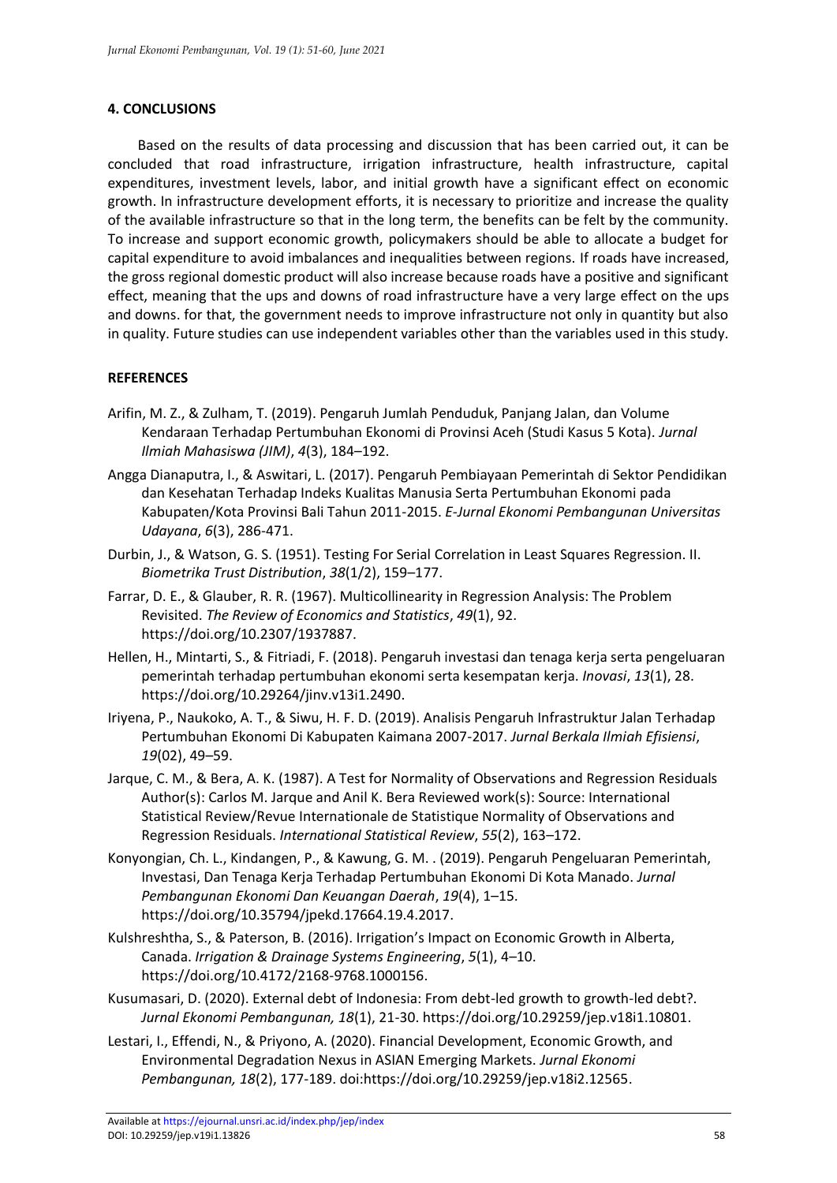## 4. CONCLUSIONS

Based on the results of data processing and discussion that has been carried out, it can be concluded that road infrastructure, irrigation infrastructure, health infrastructure, capital expenditures, investment levels, labor, and initial growth have a significant effect on economic growth. In infrastructure development efforts, it is necessary to prioritize and increase the quality of the available infrastructure so that in the long term, the benefits can be felt by the community. To increase and support economic growth, policymakers should be able to allocate a budget for capital expenditure to avoid imbalances and inequalities between regions. If roads have increased, the gross regional domestic product will also increase because roads have a positive and significant effect, meaning that the ups and downs of road infrastructure have a very large effect on the ups and downs. for that, the government needs to improve infrastructure not only in quantity but also in quality. Future studies can use independent variables other than the variables used in this study.

## REFERENCES

Arifin, M. Z., & Zulham, T. (2019). Pengaruh Jumlah Penduduk, Panjang Jalan, dan Volume Kendaraan Terhadap Pertumbuhan Ekonomi di Provinsi Aceh (Studi Kasus 5 Kota). *Jurnal Ilmiah Mahasiswa (JIM)*, *4*(3), 184–192.

Angga Dianaputra, I., & Aswitari, L. (2017). Pengaruh Pembiayaan Pemerintah di Sektor Pendidikan dan Kesehatan Terhadap Indeks Kualitas Manusia Serta Pertumbuhan Ekonomi pada Kabupaten/Kota Provinsi Bali Tahun 2011-2015. *E-Jurnal Ekonomi Pembangunan Universitas Udayana*, *6*(3), 286-471.

Durbin, J., & Watson, G. S. (1951). Testing For Serial Correlation in Least Squares Regression. II. *Biometrika Trust Distribution*, *38*(1/2), 159–177.

Farrar, D. E., & Glauber, R. R. (1967). Multicollinearity in Regression Analysis: The Problem Revisited. *The Review of Economics and Statistics*, *49*(1), 92. https://doi.org/10.2307/1937887.

Hellen, H., Mintarti, S., & Fitriadi, F. (2018). Pengaruh investasi dan tenaga kerja serta pengeluaran pemerintah terhadap pertumbuhan ekonomi serta kesempatan kerja. *Inovasi*, *13*(1), 28. https://doi.org/10.29264/jinv.v13i1.2490.

Iriyena, P., Naukoko, A. T., & Siwu, H. F. D. (2019). Analisis Pengaruh Infrastruktur Jalan Terhadap Pertumbuhan Ekonomi Di Kabupaten Kaimana 2007-2017. *Jurnal Berkala Ilmiah Efisiensi*, *19*(02), 49–59.

Jarque, C. M., & Bera, A. K. (1987). A Test for Normality of Observations and Regression Residuals Author(s): Carlos M. Jarque and Anil K. Bera Reviewed work(s): Source: International Statistical Review/Revue Internationale de Statistique Normality of Observations and Regression Residuals. *International Statistical Review*, *55*(2), 163–172.

Konyongian, Ch. L., Kindangen, P., & Kawung, G. M. . (2019). Pengaruh Pengeluaran Pemerintah, Investasi, Dan Tenaga Kerja Terhadap Pertumbuhan Ekonomi Di Kota Manado. *Jurnal Pembangunan Ekonomi Dan Keuangan Daerah*, *19*(4), 1–15. https://doi.org/10.35794/jpekd.17664.19.4.2017.

Kulshreshtha, S., & Paterson, B. (2016). Irrigation's Impact on Economic Growth in Alberta, Canada. *Irrigation & Drainage Systems Engineering*, *5*(1), 4–10. https://doi.org/10.4172/2168-9768.1000156.

Kusumasari, D. (2020). External debt of Indonesia: From debt-led growth to growth-led debt?. *Jurnal Ekonomi Pembangunan, 18*(1), 21-30. https://doi.org/10.29259/jep.v18i1.10801.

Lestari, I., Effendi, N., & Priyono, A. (2020). Financial Development, Economic Growth, and Environmental Degradation Nexus in ASIAN Emerging Markets. *Jurnal Ekonomi Pembangunan, 18*(2), 177-189. doi:https://doi.org/10.29259/jep.v18i2.12565.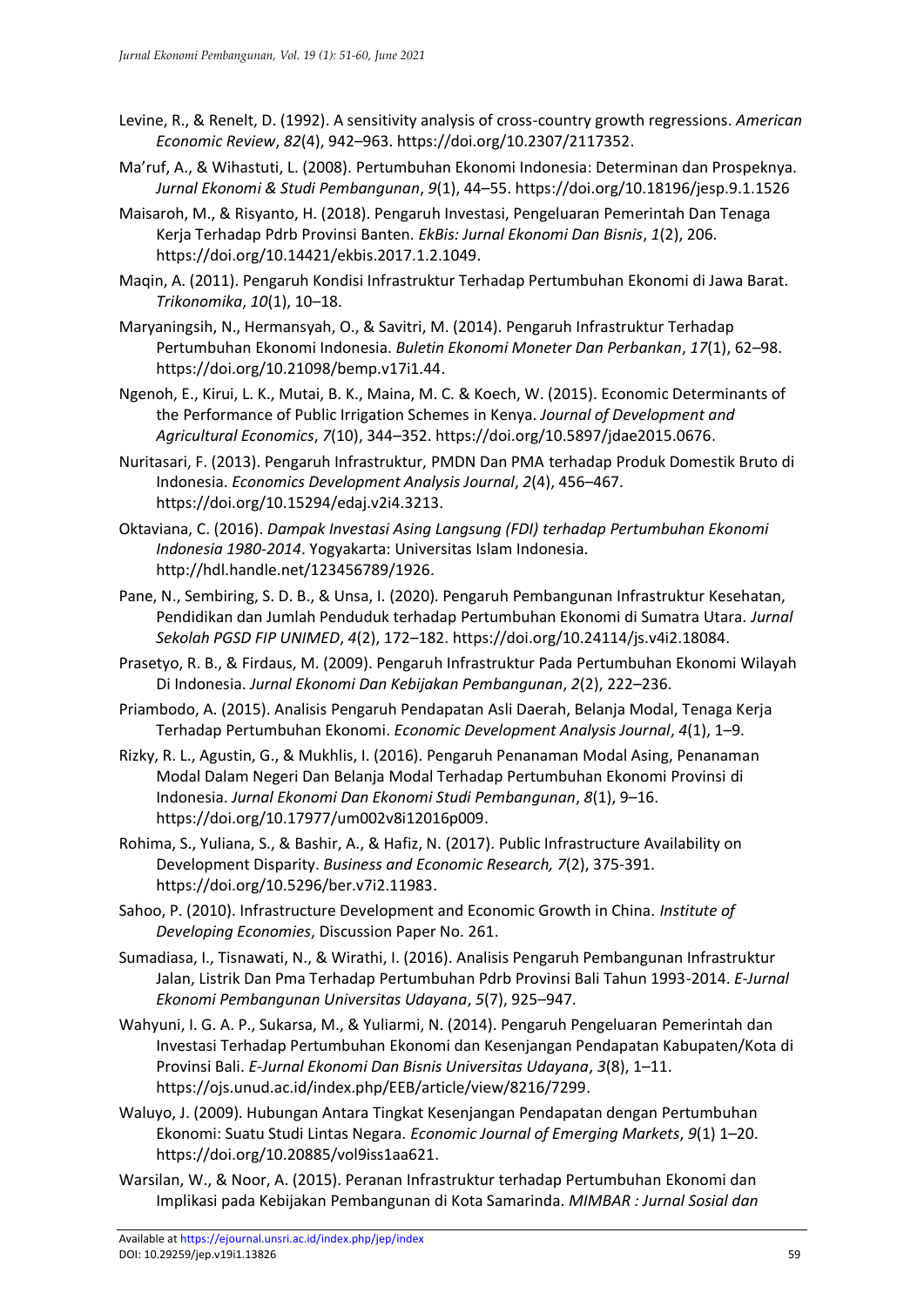Levine, R., & Renelt, D. (1992). A sensitivity analysis of cross-country growth regressions. *American Economic Review*, *82*(4), 942–963. https://doi.org/10.2307/2117352.

Ma'ruf, A., & Wihastuti, L. (2008). Pertumbuhan Ekonomi Indonesia: Determinan dan Prospeknya. *Jurnal Ekonomi & Studi Pembangunan*, *9*(1), 44–55. https://doi.org/10.18196/jesp.9.1.1526

Maisaroh, M., & Risyanto, H. (2018). Pengaruh Investasi, Pengeluaran Pemerintah Dan Tenaga Kerja Terhadap Pdrb Provinsi Banten. *EkBis: Jurnal Ekonomi Dan Bisnis*, *1*(2), 206. https://doi.org/10.14421/ekbis.2017.1.2.1049.

Maqin, A. (2011). Pengaruh Kondisi Infrastruktur Terhadap Pertumbuhan Ekonomi di Jawa Barat. *Trikonomika*, *10*(1), 10–18.

Maryaningsih, N., Hermansyah, O., & Savitri, M. (2014). Pengaruh Infrastruktur Terhadap Pertumbuhan Ekonomi Indonesia. *Buletin Ekonomi Moneter Dan Perbankan*, *17*(1), 62–98. https://doi.org/10.21098/bemp.v17i1.44.

Ngenoh, E., Kirui, L. K., Mutai, B. K., Maina, M. C. & Koech, W. (2015). Economic Determinants of the Performance of Public Irrigation Schemes in Kenya. *Journal of Development and Agricultural Economics*, *7*(10), 344–352. https://doi.org/10.5897/jdae2015.0676.

Nuritasari, F. (2013). Pengaruh Infrastruktur, PMDN Dan PMA terhadap Produk Domestik Bruto di Indonesia. *Economics Development Analysis Journal*, *2*(4), 456–467. https://doi.org/10.15294/edaj.v2i4.3213.

Oktaviana, C. (2016). *Dampak Investasi Asing Langsung (FDI) terhadap Pertumbuhan Ekonomi Indonesia 1980-2014*. Yogyakarta: Universitas Islam Indonesia. http://hdl.handle.net/123456789/1926.

Pane, N., Sembiring, S. D. B., & Unsa, I. (2020). Pengaruh Pembangunan Infrastruktur Kesehatan, Pendidikan dan Jumlah Penduduk terhadap Pertumbuhan Ekonomi di Sumatra Utara. *Jurnal Sekolah PGSD FIP UNIMED*, *4*(2), 172–182. https://doi.org/10.24114/js.v4i2.18084.

Prasetyo, R. B., & Firdaus, M. (2009). Pengaruh Infrastruktur Pada Pertumbuhan Ekonomi Wilayah Di Indonesia. *Jurnal Ekonomi Dan Kebijakan Pembangunan*, *2*(2), 222–236.

Priambodo, A. (2015). Analisis Pengaruh Pendapatan Asli Daerah, Belanja Modal, Tenaga Kerja Terhadap Pertumbuhan Ekonomi. *Economic Development Analysis Journal*, *4*(1), 1–9.

Rizky, R. L., Agustin, G., & Mukhlis, I. (2016). Pengaruh Penanaman Modal Asing, Penanaman Modal Dalam Negeri Dan Belanja Modal Terhadap Pertumbuhan Ekonomi Provinsi di Indonesia. *Jurnal Ekonomi Dan Ekonomi Studi Pembangunan*, *8*(1), 9–16. https://doi.org/10.17977/um002v8i12016p009.

Rohima, S., Yuliana, S., & Bashir, A., & Hafiz, N. (2017). Public Infrastructure Availability on Development Disparity. *Business and Economic Research, 7*(2), 375-391. https://doi.org/10.5296/ber.v7i2.11983.

Sahoo, P. (2010). Infrastructure Development and Economic Growth in China. *Institute of Developing Economies*, Discussion Paper No. 261.

Sumadiasa, I., Tisnawati, N., & Wirathi, I. (2016). Analisis Pengaruh Pembangunan Infrastruktur Jalan, Listrik Dan Pma Terhadap Pertumbuhan Pdrb Provinsi Bali Tahun 1993-2014. *E-Jurnal Ekonomi Pembangunan Universitas Udayana*, *5*(7), 925–947.

Wahyuni, I. G. A. P., Sukarsa, M., & Yuliarmi, N. (2014). Pengaruh Pengeluaran Pemerintah dan Investasi Terhadap Pertumbuhan Ekonomi dan Kesenjangan Pendapatan Kabupaten/Kota di Provinsi Bali. *E-Jurnal Ekonomi Dan Bisnis Universitas Udayana*, *3*(8), 1–11. https://ojs.unud.ac.id/index.php/EEB/article/view/8216/7299.

Waluyo, J. (2009). Hubungan Antara Tingkat Kesenjangan Pendapatan dengan Pertumbuhan Ekonomi: Suatu Studi Lintas Negara. *Economic Journal of Emerging Markets*, *9*(1) 1–20. https://doi.org/10.20885/vol9iss1aa621.

Warsilan, W., & Noor, A. (2015). Peranan Infrastruktur terhadap Pertumbuhan Ekonomi dan Implikasi pada Kebijakan Pembangunan di Kota Samarinda. *MIMBAR : Jurnal Sosial dan*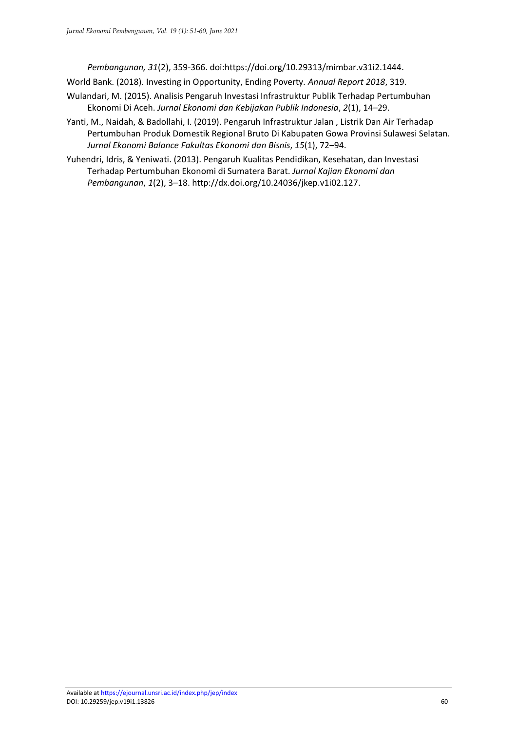*Pembangunan, 31*(2), 359-366. doi:https://doi.org/10.29313/mimbar.v31i2.1444.

World Bank. (2018). Investing in Opportunity, Ending Poverty. *Annual Report 2018*, 319.

Wulandari, M. (2015). Analisis Pengaruh Investasi Infrastruktur Publik Terhadap Pertumbuhan Ekonomi Di Aceh. *Jurnal Ekonomi dan Kebijakan Publik Indonesia*, *2*(1), 14–29.

Yanti, M., Naidah, & Badollahi, I. (2019). Pengaruh Infrastruktur Jalan , Listrik Dan Air Terhadap Pertumbuhan Produk Domestik Regional Bruto Di Kabupaten Gowa Provinsi Sulawesi Selatan. *Jurnal Ekonomi Balance Fakultas Ekonomi dan Bisnis*, *15*(1), 72–94.

Yuhendri, Idris, & Yeniwati. (2013). Pengaruh Kualitas Pendidikan, Kesehatan, dan Investasi Terhadap Pertumbuhan Ekonomi di Sumatera Barat. *Jurnal Kajian Ekonomi dan Pembangunan*, *1*(2), 3–18. http://dx.doi.org/10.24036/jkep.v1i02.127.